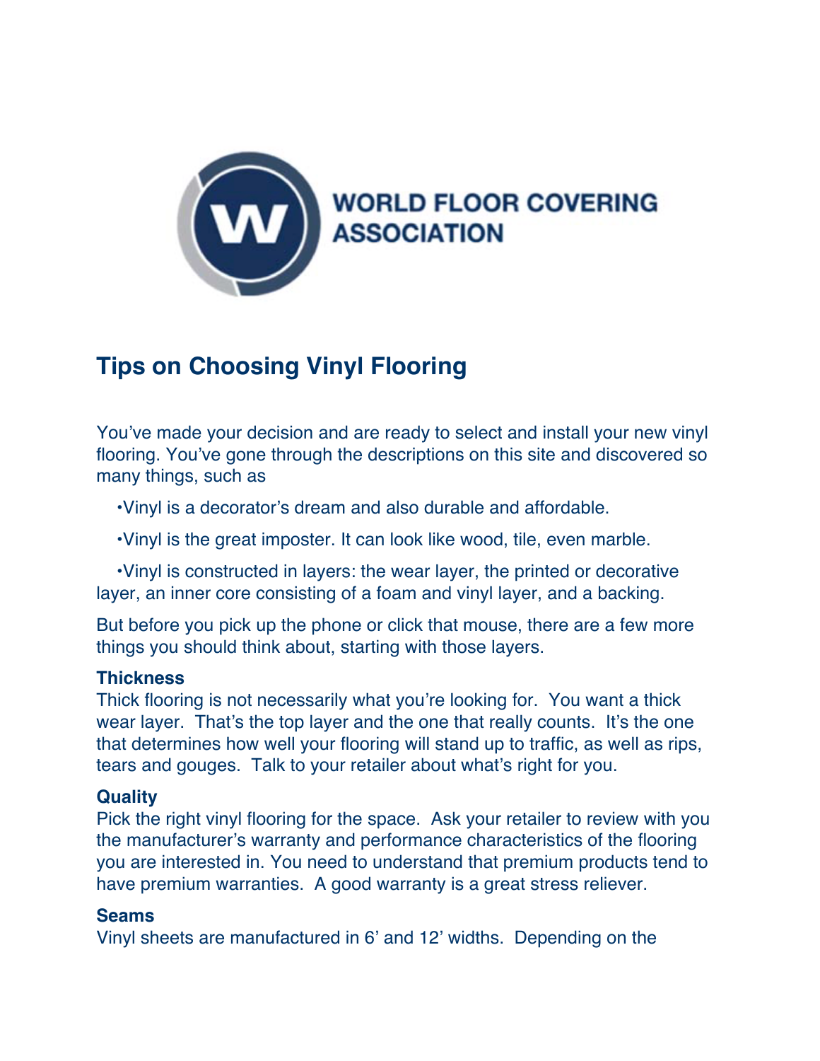WORLD FLOOR COVERING ASSOCIATION

# Tips on Choosing Vinyl Flooring

You've made your decision and are ready to select and install your new vinyl flooring. You've gone through the descriptions on this site and discovered so many things, such as

- Vinyl is a decorator's dream and also durable and affordable.
- Vinyl is the great imposter. It can look like wood, tile, even marble.
- Vinyl is constructed in layers: the wear layer, the printed or decorative layer, an inner core consisting of a foam and vinyl layer, and a backing.

But before you pick up the phone or click that mouse, there are a few more things you should think about, starting with those layers.

### Thickness

Thick flooring is not necessarily what you're looking for. You want a thick wear layer. That's the top layer and the one that really counts. It's the one that determines how well your flooring will stand up to traffic, as well as rips, tears and gouges. Talk to your retailer about what's right for you.

### Quality

Pick the right vinyl flooring for the space. Ask your retailer to review with you the manufacturer's warranty and performance characteristics of the flooring you are interested in. You need to understand that premium products tend to have premium warranties. A good warranty is a great stress reliever.

### Seams

Vinyl sheets are manufactured in 6' and 12' widths. Depending on the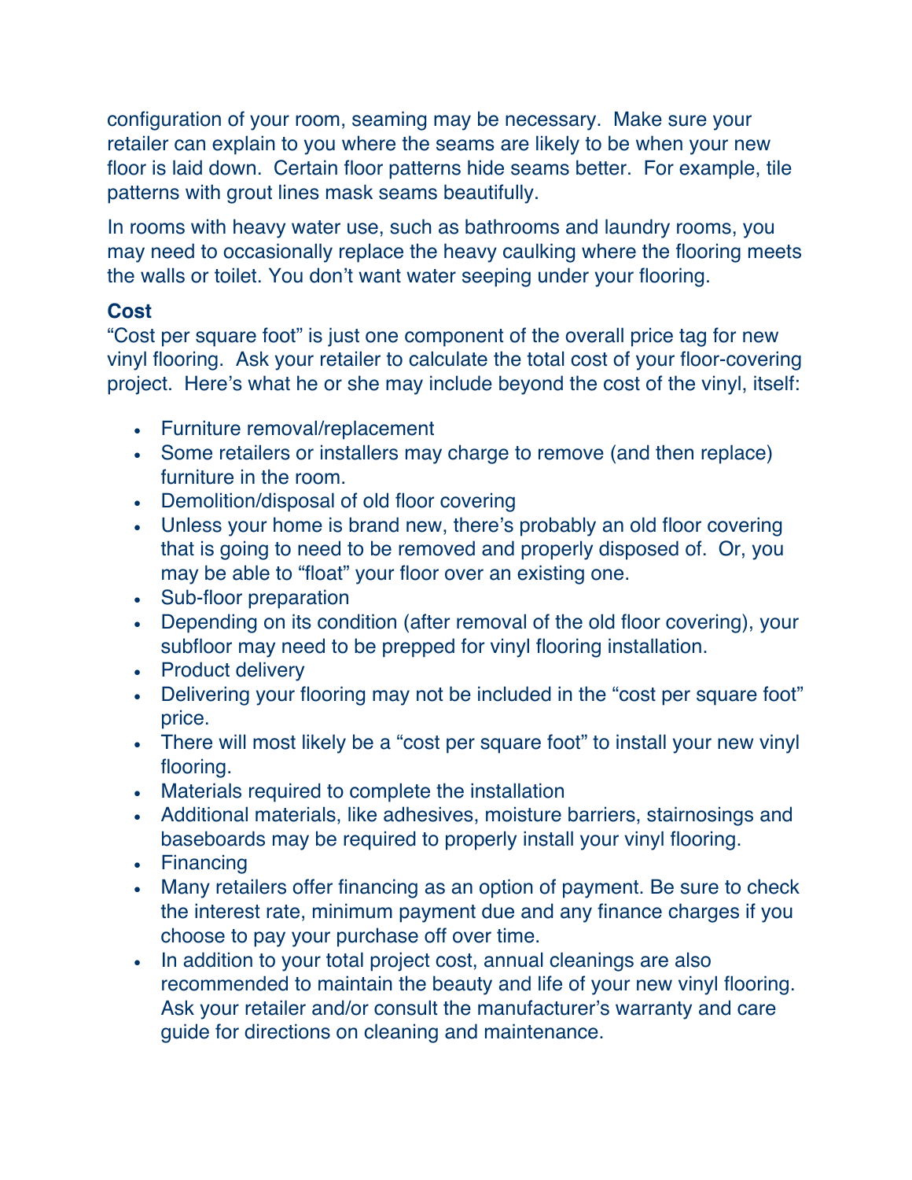configuration of your room, seaming may be necessary. Make sure your retailer can explain to you where the seams are likely to be when your new floor is laid down. Certain floor patterns hide seams better. For example, tile patterns with grout lines mask seams beautifully.

In rooms with heavy water use, such as bathrooms and laundry rooms, you may need to occasionally replace the heavy caulking where the flooring meets the walls or toilet. You don't want water seeping under your flooring.

**Cost**

"Cost per square foot" is just one component of the overall price tag for new vinyl flooring. Ask your retailer to calculate the total cost of your floor-covering project. Here's what he or she may include beyond the cost of the vinyl, itself:

- Furniture removal/replacement
- Some retailers or installers may charge to remove (and then replace) furniture in the room.
- Demolition/disposal of old floor covering
- Unless your home is brand new, there's probably an old floor covering that is going to need to be removed and properly disposed of. Or, you may be able to "float" your floor over an existing one.
- Sub-floor preparation
- Depending on its condition (after removal of the old floor covering), your subfloor may need to be prepped for vinyl flooring installation.
- Product delivery
- Delivering your flooring may not be included in the "cost per square foot" price.
- There will most likely be a "cost per square foot" to install your new vinyl flooring.
- Materials required to complete the installation
- Additional materials, like adhesives, moisture barriers, stairnosings and baseboards may be required to properly install your vinyl flooring.
- Financing
- Many retailers offer financing as an option of payment. Be sure to check the interest rate, minimum payment due and any finance charges if you choose to pay your purchase off over time.
- In addition to your total project cost, annual cleanings are also recommended to maintain the beauty and life of your new vinyl flooring. Ask your retailer and/or consult the manufacturer's warranty and care guide for directions on cleaning and maintenance.